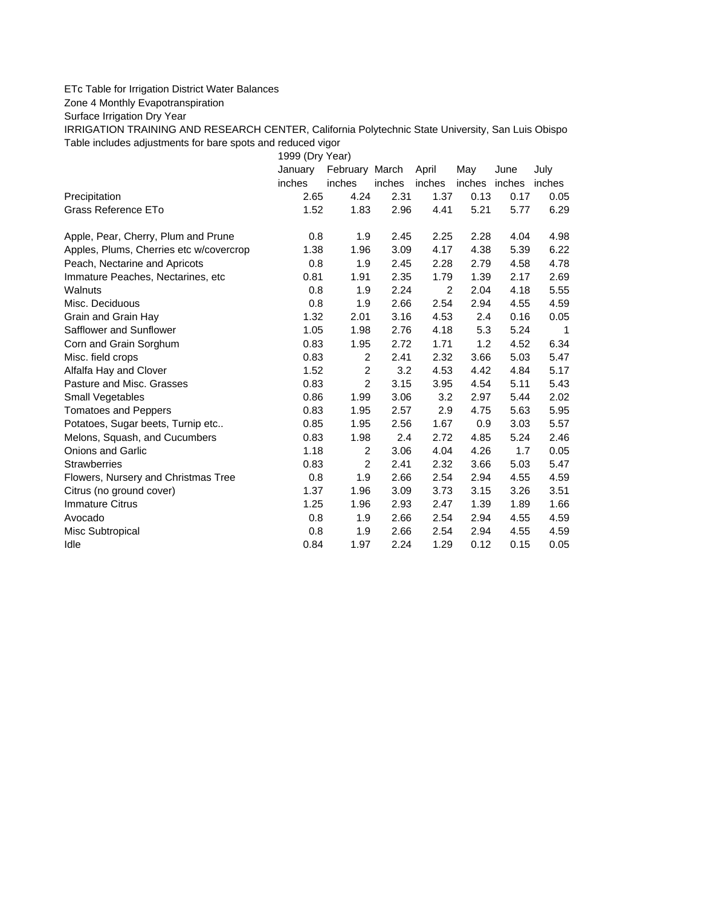ETc Table for Irrigation District Water Balances

Zone 4 Monthly Evapotranspiration

Surface Irrigation Dry Year

IRRIGATION TRAINING AND RESEARCH CENTER, California Polytechnic State University, San Luis Obispo

Table includes adjustments for bare spots and reduced vigor

| | 1999 (Dry Year) | | | | | | |
|---|---|---|---|---|---|---|---|
| | January | February | March | April | May | June | July |
| | inches | inches | inches | inches | inches | inches | inches |
| Precipitation | 2.65 | 4.24 | 2.31 | 1.37 | 0.13 | 0.17 | 0.05 |
| Grass Reference ETo | 1.52 | 1.83 | 2.96 | 4.41 | 5.21 | 5.77 | 6.29 |
| | | | | | | | |
| Apple, Pear, Cherry, Plum and Prune | 0.8 | 1.9 | 2.45 | 2.25 | 2.28 | 4.04 | 4.98 |
| Apples, Plums, Cherries etc w/covercrop | 1.38 | 1.96 | 3.09 | 4.17 | 4.38 | 5.39 | 6.22 |
| Peach, Nectarine and Apricots | 0.8 | 1.9 | 2.45 | 2.28 | 2.79 | 4.58 | 4.78 |
| Immature Peaches, Nectarines, etc | 0.81 | 1.91 | 2.35 | 1.79 | 1.39 | 2.17 | 2.69 |
| Walnuts | 0.8 | 1.9 | 2.24 | 2 | 2.04 | 4.18 | 5.55 |
| Misc. Deciduous | 0.8 | 1.9 | 2.66 | 2.54 | 2.94 | 4.55 | 4.59 |
| Grain and Grain Hay | 1.32 | 2.01 | 3.16 | 4.53 | 2.4 | 0.16 | 0.05 |
| Safflower and Sunflower | 1.05 | 1.98 | 2.76 | 4.18 | 5.3 | 5.24 | 1 |
| Corn and Grain Sorghum | 0.83 | 1.95 | 2.72 | 1.71 | 1.2 | 4.52 | 6.34 |
| Misc. field crops | 0.83 | 2 | 2.41 | 2.32 | 3.66 | 5.03 | 5.47 |
| Alfalfa Hay and Clover | 1.52 | 2 | 3.2 | 4.53 | 4.42 | 4.84 | 5.17 |
| Pasture and Misc. Grasses | 0.83 | 2 | 3.15 | 3.95 | 4.54 | 5.11 | 5.43 |
| Small Vegetables | 0.86 | 1.99 | 3.06 | 3.2 | 2.97 | 5.44 | 2.02 |
| Tomatoes and Peppers | 0.83 | 1.95 | 2.57 | 2.9 | 4.75 | 5.63 | 5.95 |
| Potatoes, Sugar beets, Turnip etc.. | 0.85 | 1.95 | 2.56 | 1.67 | 0.9 | 3.03 | 5.57 |
| Melons, Squash, and Cucumbers | 0.83 | 1.98 | 2.4 | 2.72 | 4.85 | 5.24 | 2.46 |
| Onions and Garlic | 1.18 | 2 | 3.06 | 4.04 | 4.26 | 1.7 | 0.05 |
| Strawberries | 0.83 | 2 | 2.41 | 2.32 | 3.66 | 5.03 | 5.47 |
| Flowers, Nursery and Christmas Tree | 0.8 | 1.9 | 2.66 | 2.54 | 2.94 | 4.55 | 4.59 |
| Citrus (no ground cover) | 1.37 | 1.96 | 3.09 | 3.73 | 3.15 | 3.26 | 3.51 |
| Immature Citrus | 1.25 | 1.96 | 2.93 | 2.47 | 1.39 | 1.89 | 1.66 |
| Avocado | 0.8 | 1.9 | 2.66 | 2.54 | 2.94 | 4.55 | 4.59 |
| Misc Subtropical | 0.8 | 1.9 | 2.66 | 2.54 | 2.94 | 4.55 | 4.59 |
| Idle | 0.84 | 1.97 | 2.24 | 1.29 | 0.12 | 0.15 | 0.05 |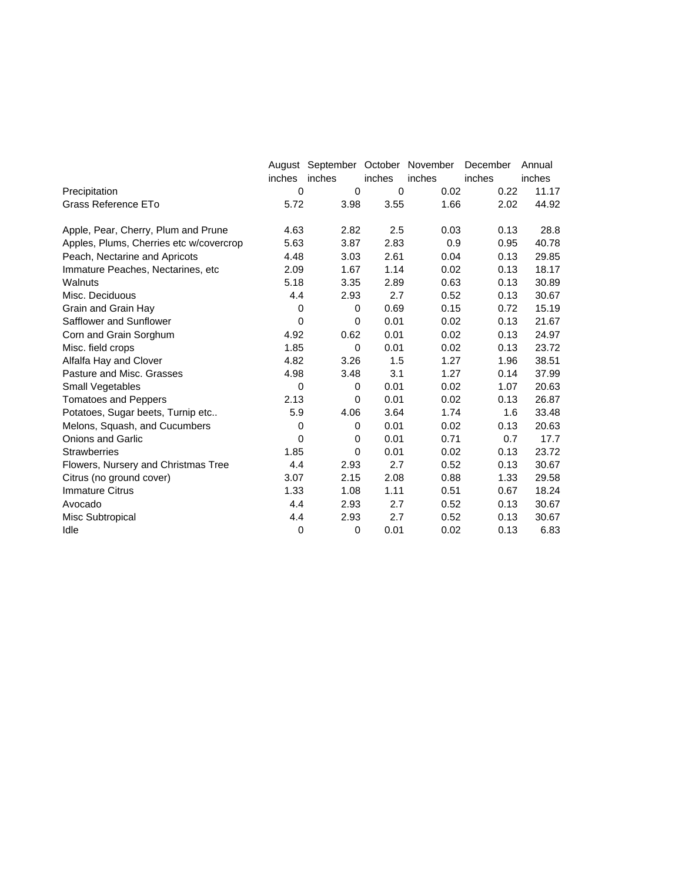| | August inches | September inches | October inches | November inches | December inches | Annual inches |
|---|---|---|---|---|---|---|
| Precipitation | 0 | 0 | 0 | 0.02 | 0.22 | 11.17 |
| Grass Reference ETo | 5.72 | 3.98 | 3.55 | 1.66 | 2.02 | 44.92 |
| | | | | | | |
| Apple, Pear, Cherry, Plum and Prune | 4.63 | 2.82 | 2.5 | 0.03 | 0.13 | 28.8 |
| Apples, Plums, Cherries etc w/covercrop | 5.63 | 3.87 | 2.83 | 0.9 | 0.95 | 40.78 |
| Peach, Nectarine and Apricots | 4.48 | 3.03 | 2.61 | 0.04 | 0.13 | 29.85 |
| Immature Peaches, Nectarines, etc | 2.09 | 1.67 | 1.14 | 0.02 | 0.13 | 18.17 |
| Walnuts | 5.18 | 3.35 | 2.89 | 0.63 | 0.13 | 30.89 |
| Misc. Deciduous | 4.4 | 2.93 | 2.7 | 0.52 | 0.13 | 30.67 |
| Grain and Grain Hay | 0 | 0 | 0.69 | 0.15 | 0.72 | 15.19 |
| Safflower and Sunflower | 0 | 0 | 0.01 | 0.02 | 0.13 | 21.67 |
| Corn and Grain Sorghum | 4.92 | 0.62 | 0.01 | 0.02 | 0.13 | 24.97 |
| Misc. field crops | 1.85 | 0 | 0.01 | 0.02 | 0.13 | 23.72 |
| Alfalfa Hay and Clover | 4.82 | 3.26 | 1.5 | 1.27 | 1.96 | 38.51 |
| Pasture and Misc. Grasses | 4.98 | 3.48 | 3.1 | 1.27 | 0.14 | 37.99 |
| Small Vegetables | 0 | 0 | 0.01 | 0.02 | 1.07 | 20.63 |
| Tomatoes and Peppers | 2.13 | 0 | 0.01 | 0.02 | 0.13 | 26.87 |
| Potatoes, Sugar beets, Turnip etc.. | 5.9 | 4.06 | 3.64 | 1.74 | 1.6 | 33.48 |
| Melons, Squash, and Cucumbers | 0 | 0 | 0.01 | 0.02 | 0.13 | 20.63 |
| Onions and Garlic | 0 | 0 | 0.01 | 0.71 | 0.7 | 17.7 |
| Strawberries | 1.85 | 0 | 0.01 | 0.02 | 0.13 | 23.72 |
| Flowers, Nursery and Christmas Tree | 4.4 | 2.93 | 2.7 | 0.52 | 0.13 | 30.67 |
| Citrus (no ground cover) | 3.07 | 2.15 | 2.08 | 0.88 | 1.33 | 29.58 |
| Immature Citrus | 1.33 | 1.08 | 1.11 | 0.51 | 0.67 | 18.24 |
| Avocado | 4.4 | 2.93 | 2.7 | 0.52 | 0.13 | 30.67 |
| Misc Subtropical | 4.4 | 2.93 | 2.7 | 0.52 | 0.13 | 30.67 |
| Idle | 0 | 0 | 0.01 | 0.02 | 0.13 | 6.83 |